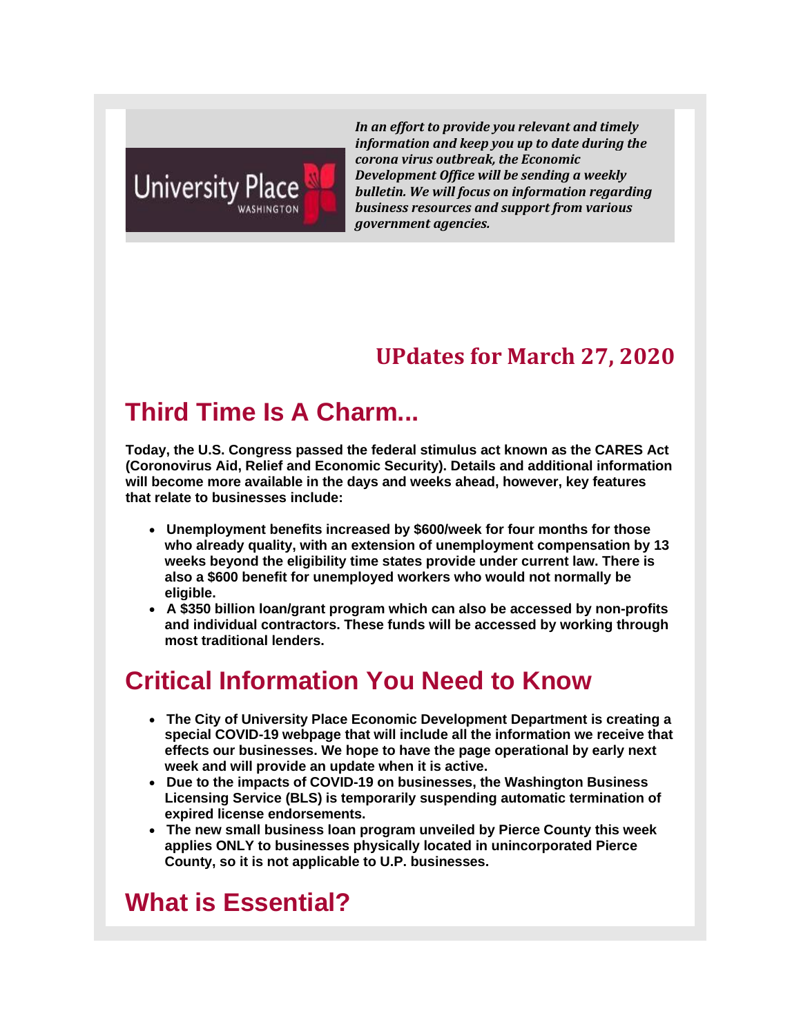*In an effort to provide you relevant and timely information and keep you up to date during the corona virus outbreak, the Economic Development Office will be sending a weekly bulletin. We will focus on information regarding business resources and support from various government agencies.*

## UPdates for March 27, 2020

# Third Time Is A Charm...

**Today, the U.S. Congress passed the federal stimulus act known as the CARES Act (Coronovirus Aid, Relief and Economic Security). Details and additional information will become more available in the days and weeks ahead, however, key features that relate to businesses include:**

- **Unemployment benefits increased by $600/week for four months for those who already quality, with an extension of unemployment compensation by 13 weeks beyond the eligibility time states provide under current law. There is also a $600 benefit for unemployed workers who would not normally be eligible.**
- **A $350 billion loan/grant program which can also be accessed by non-profits and individual contractors. These funds will be accessed by working through most traditional lenders.**

# Critical Information You Need to Know

- **The City of University Place Economic Development Department is creating a special COVID-19 webpage that will include all the information we receive that effects our businesses. We hope to have the page operational by early next week and will provide an update when it is active.**
- **Due to the impacts of COVID-19 on businesses, the Washington Business Licensing Service (BLS) is temporarily suspending automatic termination of expired license endorsements.**
- **The new small business loan program unveiled by Pierce County this week applies ONLY to businesses physically located in unincorporated Pierce County, so it is not applicable to U.P. businesses.**

# What is Essential?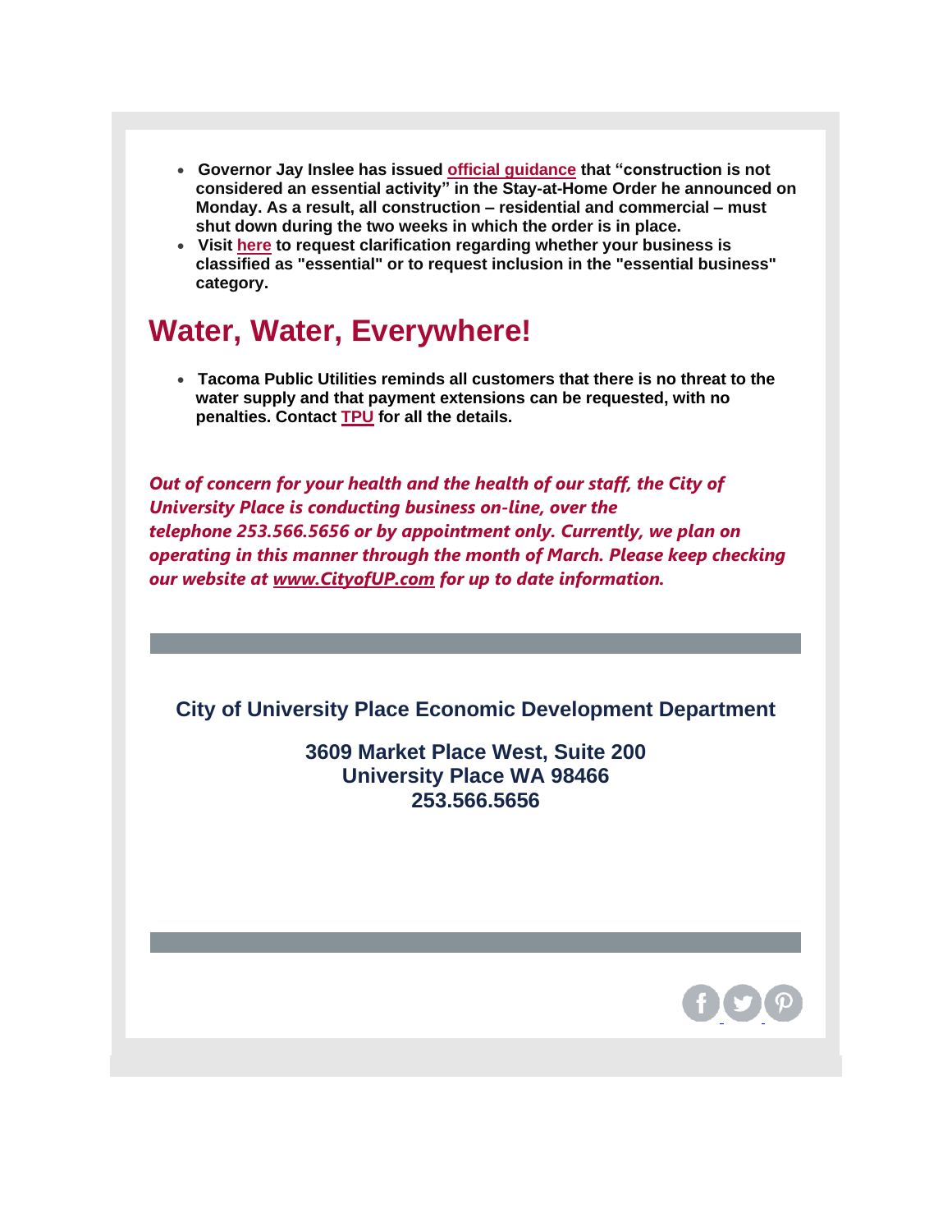- **Governor Jay Inslee has issued official guidance that "construction is not considered an essential activity" in the Stay-at-Home Order he announced on Monday. As a result, all construction – residential and commercial – must shut down during the two weeks in which the order is in place.**
- **Visit here to request clarification regarding whether your business is classified as "essential" or to request inclusion in the "essential business" category.**

## Water, Water, Everywhere!

- **Tacoma Public Utilities reminds all customers that there is no threat to the water supply and that payment extensions can be requested, with no penalties. Contact TPU for all the details.**

***Out of concern for your health and the health of our staff, the City of University Place is conducting business on-line, over the telephone 253.566.5656 or by appointment only. Currently, we plan on operating in this manner through the month of March. Please keep checking our website at www.CityofUP.com for up to date information.***

**City of University Place Economic Development Department**

**3609 Market Place West, Suite 200**
**University Place WA 98466**
**253.566.5656**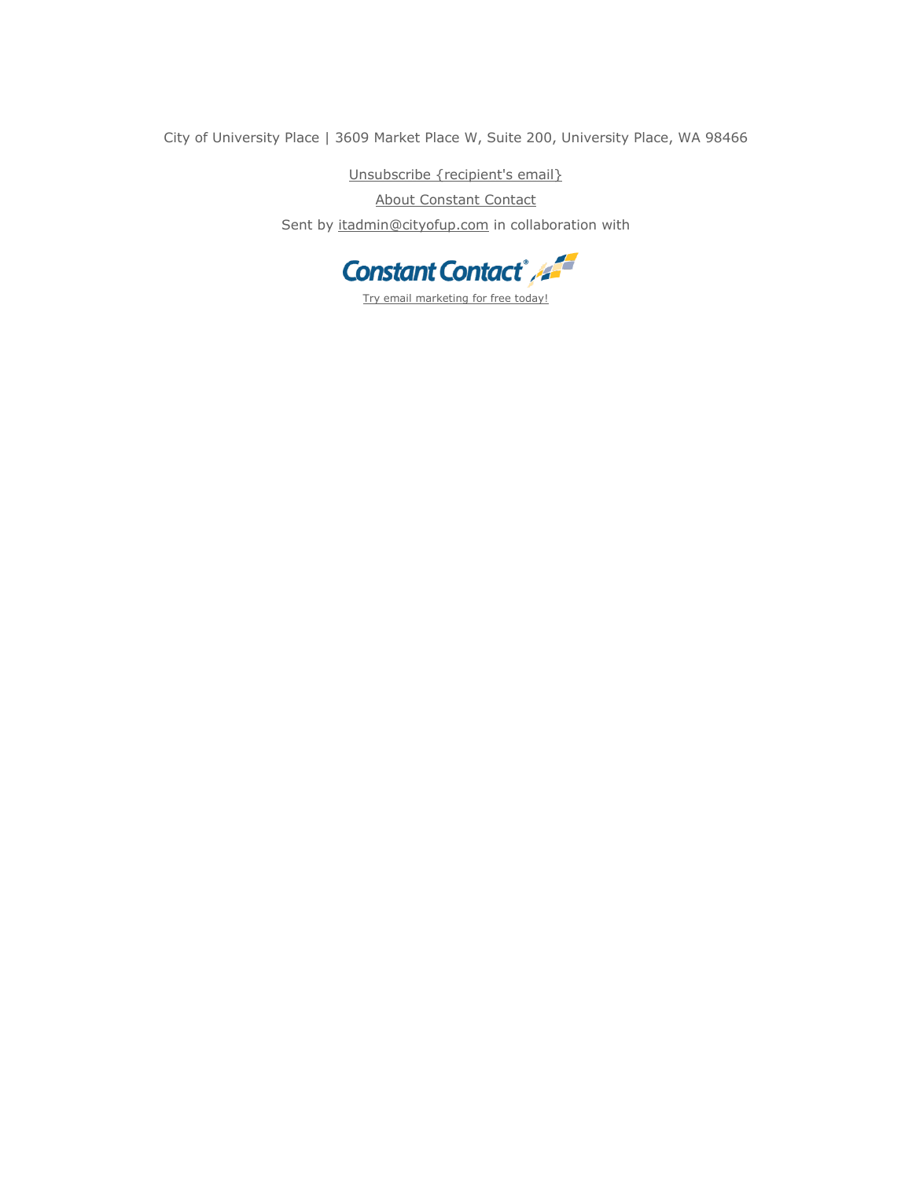City of University Place | 3609 Market Place W, Suite 200, University Place, WA 98466

Unsubscribe {recipient's email}

About Constant Contact

Sent by itadmin@cityofup.com in collaboration with

Constant Contact

Try email marketing for free today!